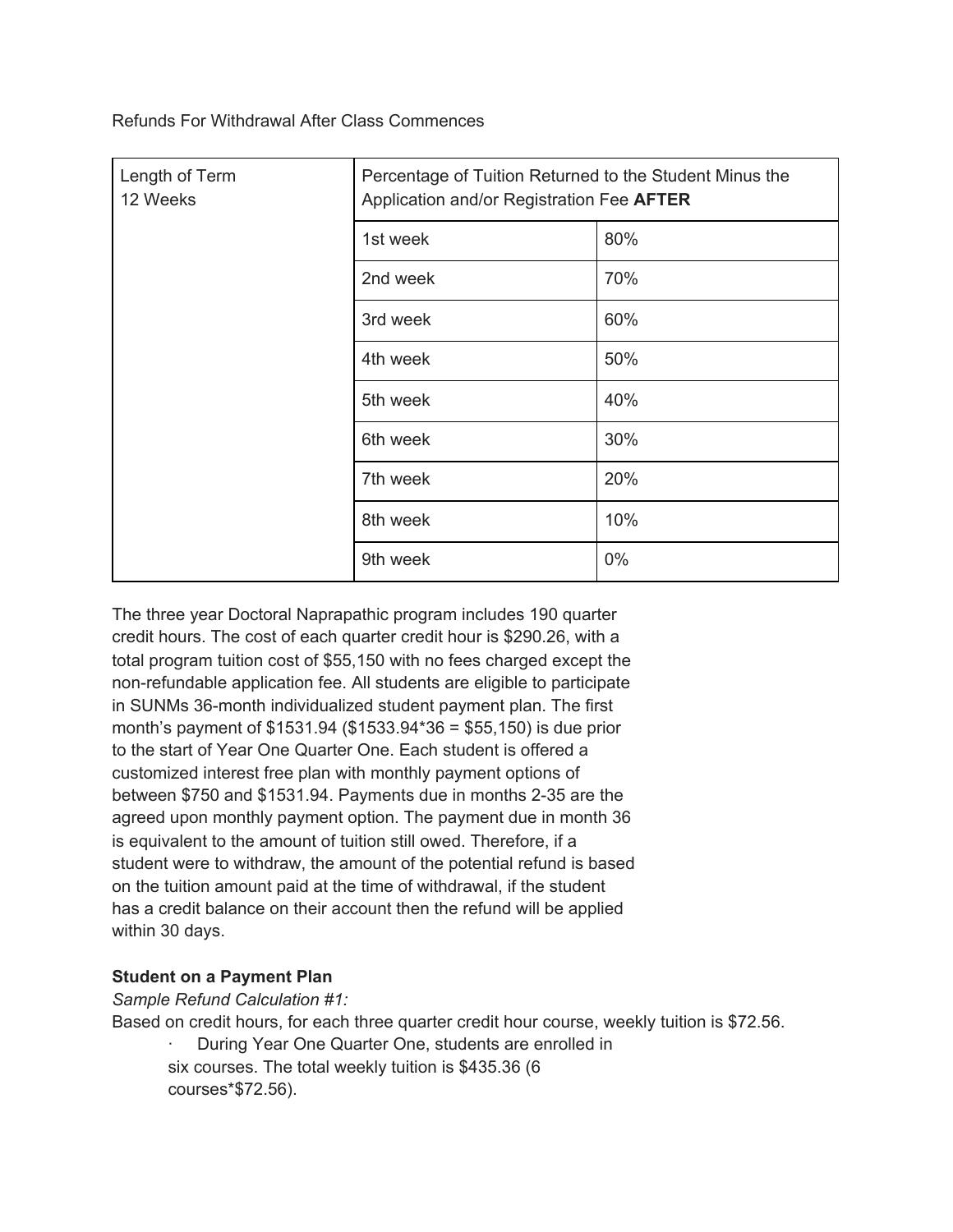Refunds For Withdrawal After Class Commences

| Length of Term 12 Weeks | Percentage of Tuition Returned to the Student Minus the Application and/or Registration Fee **AFTER** | |
|---|---|---|
| | 1st week | 80% |
| | 2nd week | 70% |
| | 3rd week | 60% |
| | 4th week | 50% |
| | 5th week | 40% |
| | 6th week | 30% |
| | 7th week | 20% |
| | 8th week | 10% |
| | 9th week | 0% |

The three year Doctoral Naprapathic program includes 190 quarter credit hours. The cost of each quarter credit hour is $290.26, with a total program tuition cost of $55,150 with no fees charged except the non-refundable application fee. All students are eligible to participate in SUNMs 36-month individualized student payment plan. The first month's payment of $1531.94 ($1533.94*36 = $55,150) is due prior to the start of Year One Quarter One. Each student is offered a customized interest free plan with monthly payment options of between $750 and $1531.94. Payments due in months 2-35 are the agreed upon monthly payment option. The payment due in month 36 is equivalent to the amount of tuition still owed. Therefore, if a student were to withdraw, the amount of the potential refund is based on the tuition amount paid at the time of withdrawal, if the student has a credit balance on their account then the refund will be applied within 30 days.

**Student on a Payment Plan**

*Sample Refund Calculation #1:*

Based on credit hours, for each three quarter credit hour course, weekly tuition is $72.56.

- During Year One Quarter One, students are enrolled in six courses. The total weekly tuition is $435.36 (6 courses*$72.56).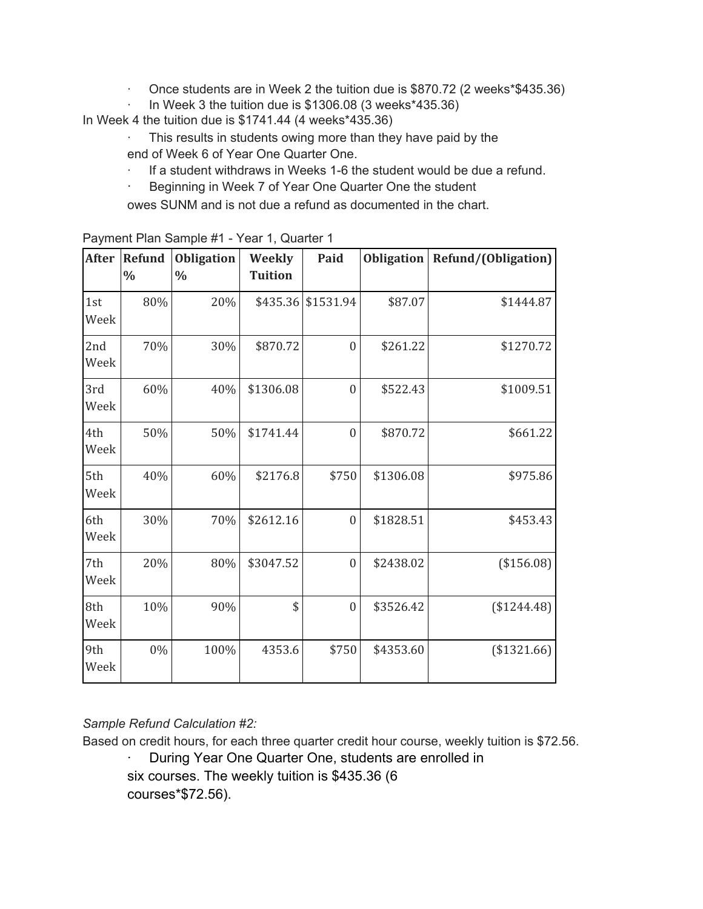- Once students are in Week 2 the tuition due is $870.72 (2 weeks*$435.36)
- In Week 3 the tuition due is $1306.08 (3 weeks*435.36)

In Week 4 the tuition due is $1741.44 (4 weeks*435.36)

- This results in students owing more than they have paid by the end of Week 6 of Year One Quarter One.
- If a student withdraws in Weeks 1-6 the student would be due a refund.
- Beginning in Week 7 of Year One Quarter One the student owes SUNM and is not due a refund as documented in the chart.

Payment Plan Sample #1 - Year 1, Quarter 1

| After | Refund % | Obligation % | Weekly Tuition | Paid | Obligation | Refund/(Obligation) |
|---|---|---|---|---|---|---|
| 1st Week | 80% | 20% | $435.36 | $1531.94 | $87.07 | $1444.87 |
| 2nd Week | 70% | 30% | $870.72 | 0 | $261.22 | $1270.72 |
| 3rd Week | 60% | 40% | $1306.08 | 0 | $522.43 | $1009.51 |
| 4th Week | 50% | 50% | $1741.44 | 0 | $870.72 | $661.22 |
| 5th Week | 40% | 60% | $2176.8 | $750 | $1306.08 | $975.86 |
| 6th Week | 30% | 70% | $2612.16 | 0 | $1828.51 | $453.43 |
| 7th Week | 20% | 80% | $3047.52 | 0 | $2438.02 | ($156.08) |
| 8th Week | 10% | 90% | $ | 0 | $3526.42 | ($1244.48) |
| 9th Week | 0% | 100% | 4353.6 | $750 | $4353.60 | ($1321.66) |

*Sample Refund Calculation #2:*

Based on credit hours, for each three quarter credit hour course, weekly tuition is $72.56.

- During Year One Quarter One, students are enrolled in six courses. The weekly tuition is $435.36 (6 courses*$72.56).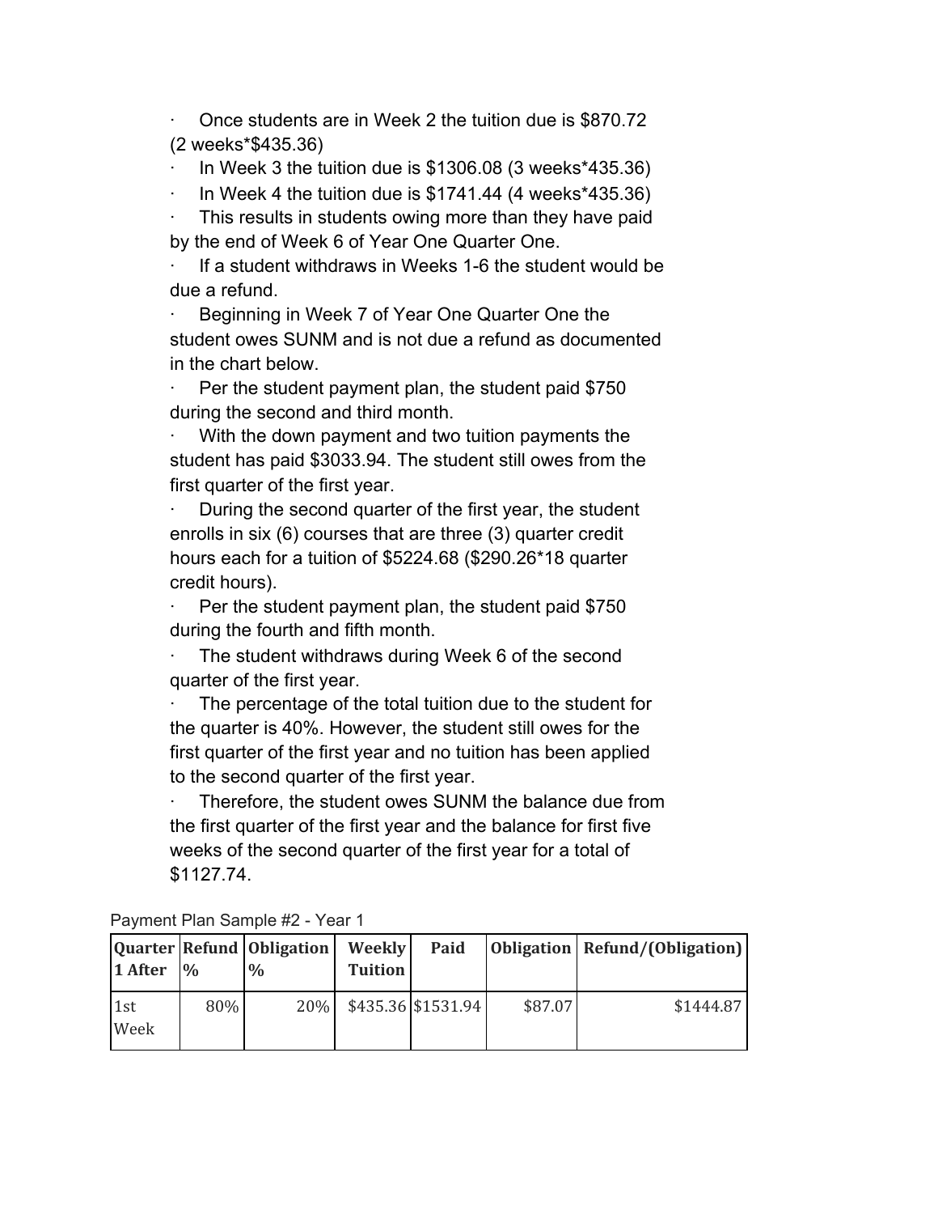- Once students are in Week 2 the tuition due is $870.72 (2 weeks*$435.36)
- In Week 3 the tuition due is $1306.08 (3 weeks*435.36)
- In Week 4 the tuition due is $1741.44 (4 weeks*435.36)
- This results in students owing more than they have paid by the end of Week 6 of Year One Quarter One.
- If a student withdraws in Weeks 1-6 the student would be due a refund.
- Beginning in Week 7 of Year One Quarter One the student owes SUNM and is not due a refund as documented in the chart below.
- Per the student payment plan, the student paid $750 during the second and third month.
- With the down payment and two tuition payments the student has paid $3033.94. The student still owes from the first quarter of the first year.
- During the second quarter of the first year, the student enrolls in six (6) courses that are three (3) quarter credit hours each for a tuition of $5224.68 ($290.26*18 quarter credit hours).
- Per the student payment plan, the student paid $750 during the fourth and fifth month.
- The student withdraws during Week 6 of the second quarter of the first year.
- The percentage of the total tuition due to the student for the quarter is 40%. However, the student still owes for the first quarter of the first year and no tuition has been applied to the second quarter of the first year.
- Therefore, the student owes SUNM the balance due from the first quarter of the first year and the balance for first five weeks of the second quarter of the first year for a total of $1127.74.

Payment Plan Sample #2 - Year 1

| Quarter 1 After | Refund % | Obligation % | Weekly Tuition | Paid | Obligation | Refund/(Obligation) |
|---|---|---|---|---|---|---|
| 1st Week | 80% | 20% | $435.36 | $1531.94 | $87.07 | $1444.87 |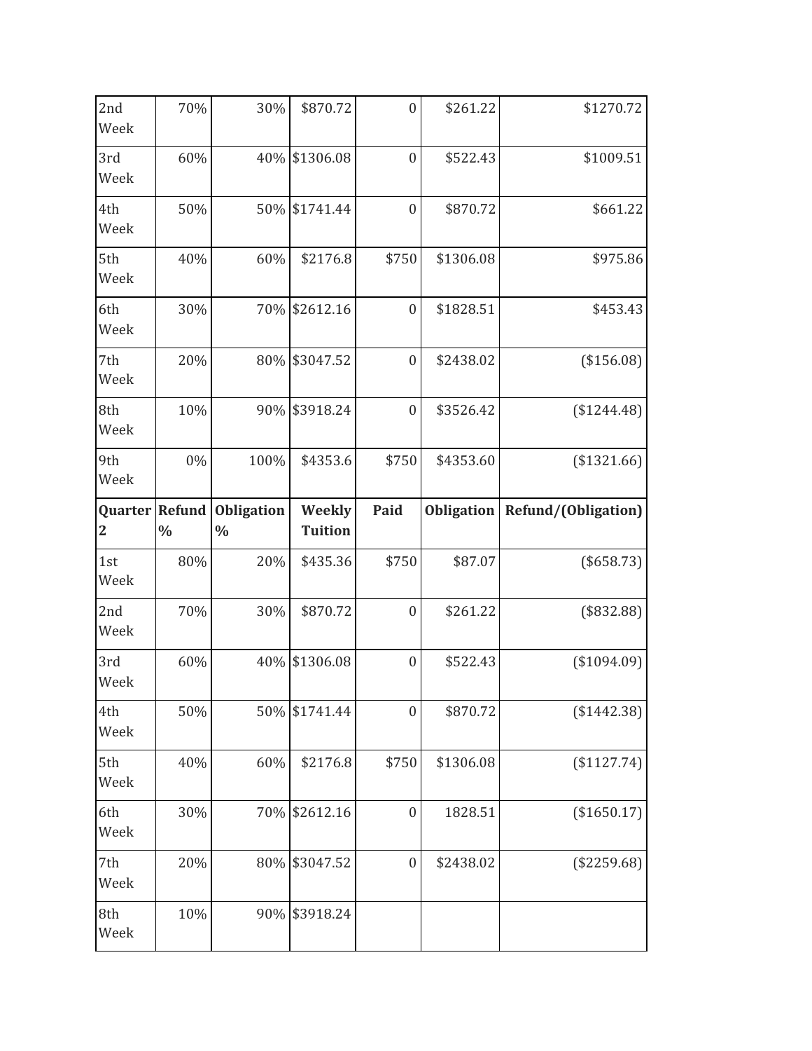| | | | | | | |
|---|---|---|---|---|---|---|
| 2nd Week | 70% | 30% | $870.72 | 0 | $261.22 | $1270.72 |
| 3rd Week | 60% | 40% | $1306.08 | 0 | $522.43 | $1009.51 |
| 4th Week | 50% | 50% | $1741.44 | 0 | $870.72 | $661.22 |
| 5th Week | 40% | 60% | $2176.8 | $750 | $1306.08 | $975.86 |
| 6th Week | 30% | 70% | $2612.16 | 0 | $1828.51 | $453.43 |
| 7th Week | 20% | 80% | $3047.52 | 0 | $2438.02 | ($156.08) |
| 8th Week | 10% | 90% | $3918.24 | 0 | $3526.42 | ($1244.48) |
| 9th Week | 0% | 100% | $4353.6 | $750 | $4353.60 | ($1321.66) |
| **Quarter 2** | **Refund %** | **Obligation %** | **Weekly Tuition** | **Paid** | **Obligation** | **Refund/(Obligation)** |
| 1st Week | 80% | 20% | $435.36 | $750 | $87.07 | ($658.73) |
| 2nd Week | 70% | 30% | $870.72 | 0 | $261.22 | ($832.88) |
| 3rd Week | 60% | 40% | $1306.08 | 0 | $522.43 | ($1094.09) |
| 4th Week | 50% | 50% | $1741.44 | 0 | $870.72 | ($1442.38) |
| 5th Week | 40% | 60% | $2176.8 | $750 | $1306.08 | ($1127.74) |
| 6th Week | 30% | 70% | $2612.16 | 0 | 1828.51 | ($1650.17) |
| 7th Week | 20% | 80% | $3047.52 | 0 | $2438.02 | ($2259.68) |
| 8th Week | 10% | 90% | $3918.24 | | | |